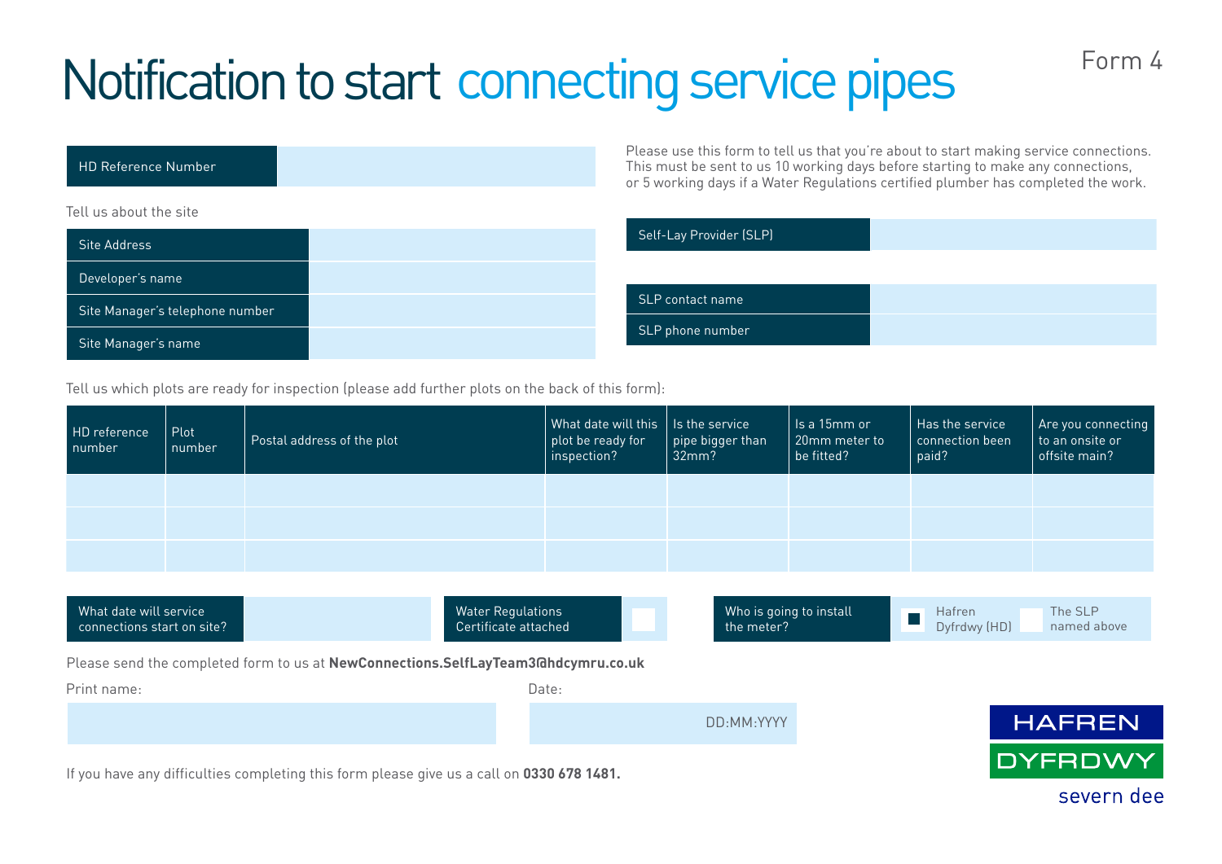# Notification to start connecting service pipes

Form 4

| HD Reference Number | |
|---|---|

Please use this form to tell us that you're about to start making service connections. This must be sent to us 10 working days before starting to make any connections, or 5 working days if a Water Regulations certified plumber has completed the work.

Tell us about the site

| Site Address | |
|---|---|
| Developer's name | |
| Site Manager's telephone number | |
| Site Manager's name | |

| Self-Lay Provider (SLP) | |
|---|---|

| SLP contact name | |
|---|---|
| SLP phone number | |

Tell us which plots are ready for inspection (please add further plots on the back of this form):

| HD reference number | Plot number | Postal address of the plot | What date will this plot be ready for inspection? | Is the service pipe bigger than 32mm? | Is a 15mm or 20mm meter to be fitted? | Has the service connection been paid? | Are you connecting to an onsite or offsite main? |
|---|---|---|---|---|---|---|---|
| | | | | | | | |
| | | | | | | | |
| | | | | | | | |

| What date will service connections start on site? | |
|---|---|

| Water Regulations Certificate attached | ☐ |
|---|---|

| Who is going to install the meter? | ■ Hafren Dyfrdwy (HD) | ☐ The SLP named above |
|---|---|---|

Please send the completed form to us at **NewConnections.SelfLayTeam3@hdcymru.co.uk**

Print name:

Date: DD:MM:YYYY

If you have any difficulties completing this form please give us a call on **0330 678 1481.**

HAFREN DYFRDWY severn dee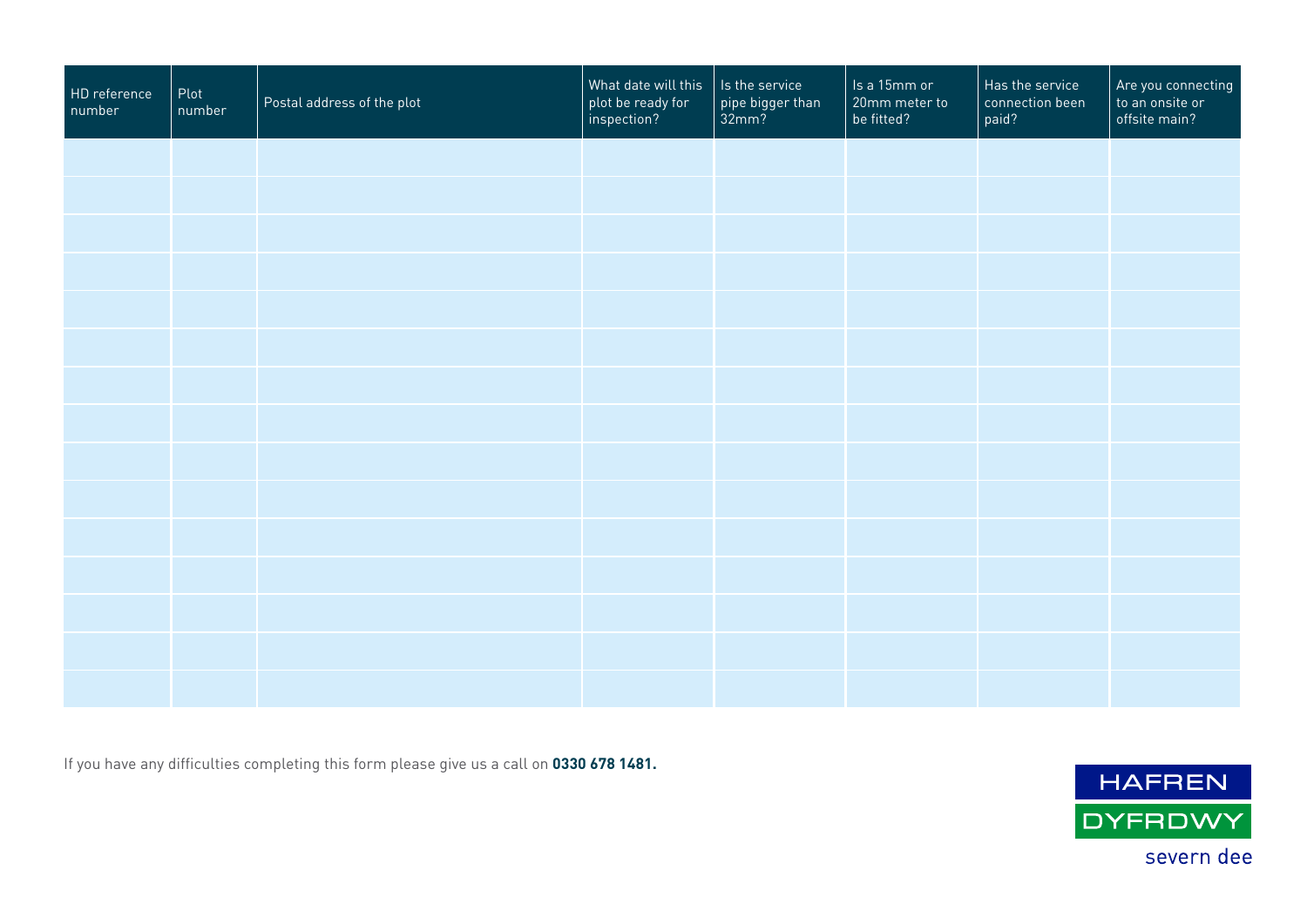| HD reference number | Plot number | Postal address of the plot | What date will this plot be ready for inspection? | Is the service pipe bigger than 32mm? | Is a 15mm or 20mm meter to be fitted? | Has the service connection been paid? | Are you connecting to an onsite or offsite main? |
|---|---|---|---|---|---|---|---|
| | | | | | | | |
| | | | | | | | |
| | | | | | | | |
| | | | | | | | |
| | | | | | | | |
| | | | | | | | |
| | | | | | | | |
| | | | | | | | |
| | | | | | | | |
| | | | | | | | |
| | | | | | | | |
| | | | | | | | |
| | | | | | | | |
| | | | | | | | |
| | | | | | | | |

If you have any difficulties completing this form please give us a call on **0330 678 1481.**

HAFREN DYFRDWY

severn dee